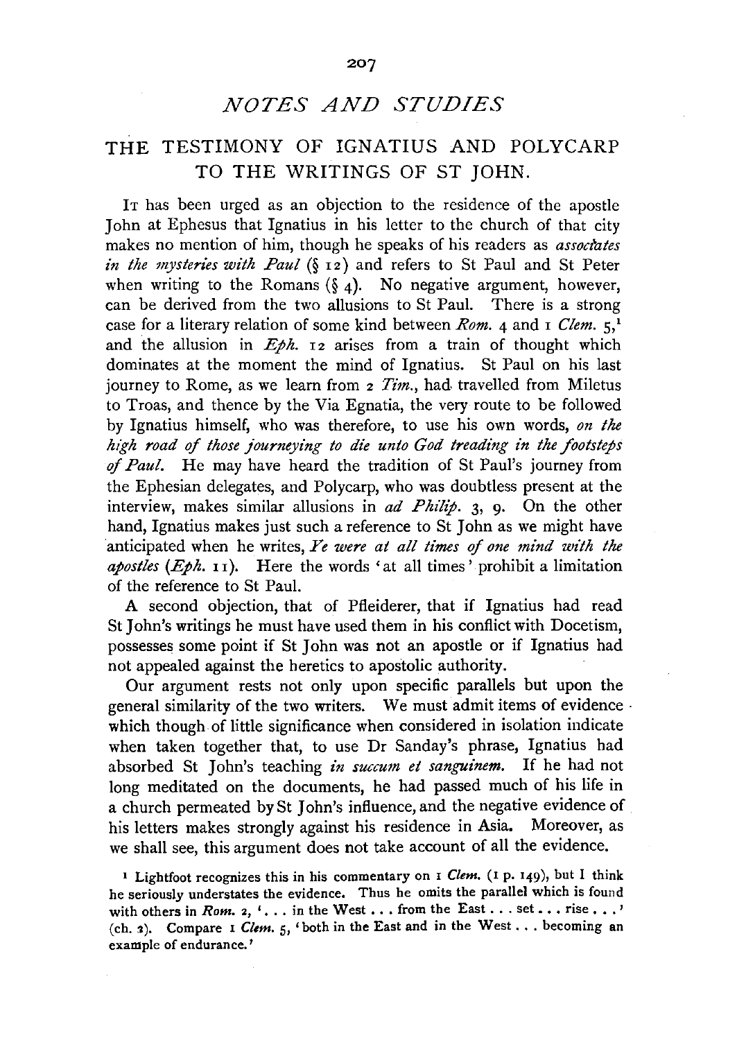## NOTES AND STUDIES

# THE TESTIMONY OF IGNATIUS AND POLYCARP TO THE WRITINGS OF ST JOHN.

IT has been urged as an objection to the residence of the apostle John at Ephesus that Ignatius in his letter to the church of that city makes no mention of him, though he speaks of his readers as *associates in the mysteries with Paul* (§ 12) and refers to St Paul and St Peter when writing to the Romans (§ 4). No negative argument, however, can be derived from the two allusions to St Paul. There is a strong case for a literary relation of some kind between *Rom.* 4 and 1 *Clem.* 5,[1] and the allusion in *Eph.* 12 arises from a train of thought which dominates at the moment the mind of Ignatius. St Paul on his last journey to Rome, as we learn from 2 *Tim.*, had travelled from Miletus to Troas, and thence by the Via Egnatia, the very route to be followed by Ignatius himself, who was therefore, to use his own words, *on the high road of those journeying to die unto God treading in the footsteps of Paul.* He may have heard the tradition of St Paul's journey from the Ephesian delegates, and Polycarp, who was doubtless present at the interview, makes similar allusions in *ad Philip.* 3, 9. On the other hand, Ignatius makes just such a reference to St John as we might have anticipated when he writes, *Ye were at all times of one mind with the apostles* (*Eph.* 11). Here the words 'at all times' prohibit a limitation of the reference to St Paul.

A second objection, that of Pfleiderer, that if Ignatius had read St John's writings he must have used them in his conflict with Docetism, possesses some point if St John was not an apostle or if Ignatius had not appealed against the heretics to apostolic authority.

Our argument rests not only upon specific parallels but upon the general similarity of the two writers. We must admit items of evidence which though of little significance when considered in isolation indicate when taken together that, to use Dr Sanday's phrase, Ignatius had absorbed St John's teaching *in succum et sanguinem.* If he had not long meditated on the documents, he had passed much of his life in a church permeated by St John's influence, and the negative evidence of his letters makes strongly against his residence in Asia. Moreover, as we shall see, this argument does not take account of all the evidence.

[1] Lightfoot recognizes this in his commentary on 1 *Clem.* (1 p. 149), but I think he seriously understates the evidence. Thus he omits the parallel which is found with others in *Rom.* 2, '... in the West ... from the East ... set ... rise ...' (ch. 2). Compare 1 *Clem.* 5, 'both in the East and in the West ... becoming an example of endurance.'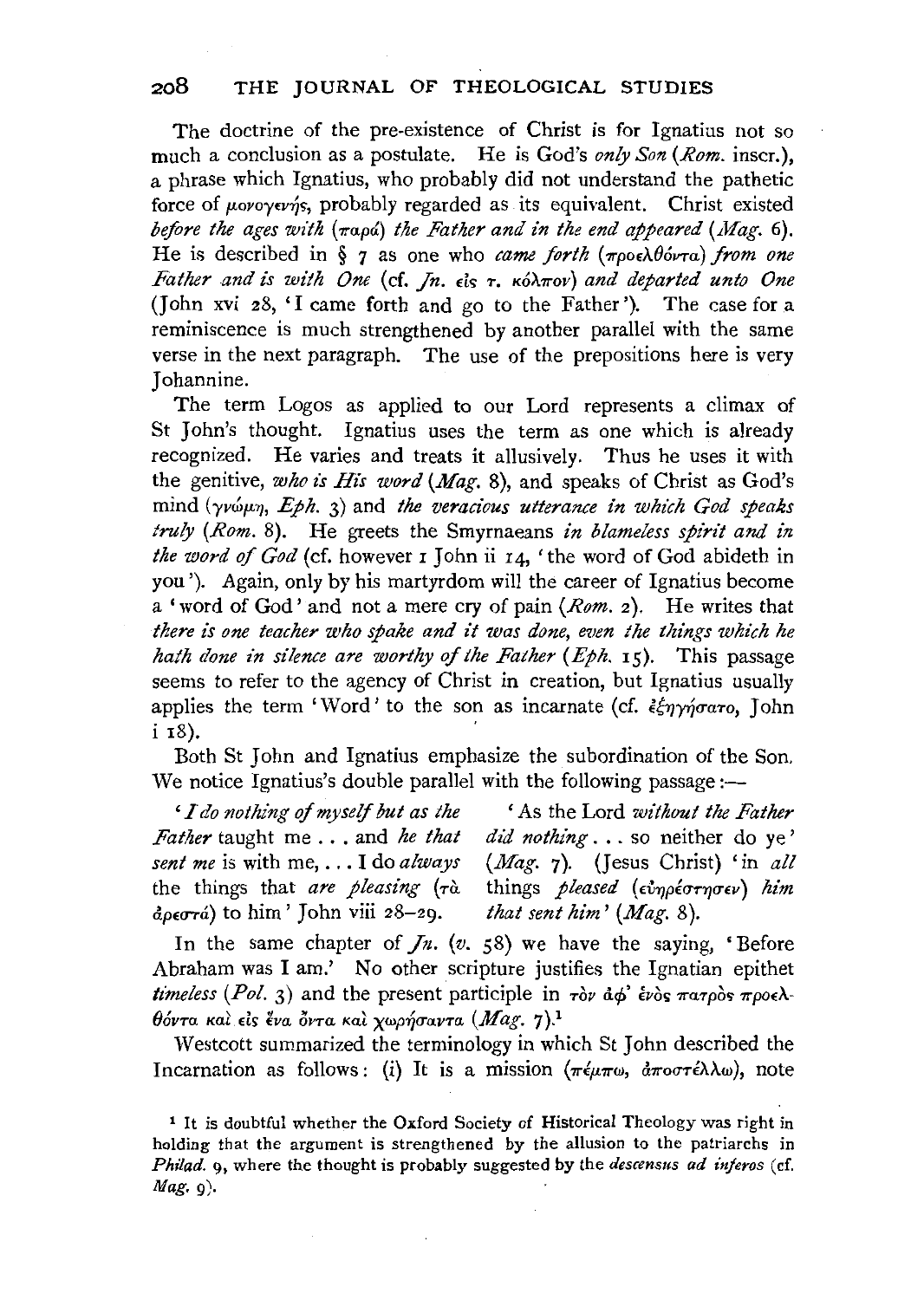The doctrine of the pre-existence of Christ is for Ignatius not so much a conclusion as a postulate. He is God's *only Son* (*Rom.* inscr.), a phrase which Ignatius, who probably did not understand the pathetic force of μονογενής, probably regarded as its equivalent. Christ existed *before the ages with* (παρά) *the Father and in the end appeared* (*Mag.* 6). He is described in § 7 as one who *came forth* (προελθόντα) *from one Father and is with One* (cf. *Jn.* εἰς τ. κόλπον) *and departed unto One* (John xvi 28, 'I came forth and go to the Father'). The case for a reminiscence is much strengthened by another parallel with the same verse in the next paragraph. The use of the prepositions here is very Johannine.

The term Logos as applied to our Lord represents a climax of St John's thought. Ignatius uses the term as one which is already recognized. He varies and treats it allusively. Thus he uses it with the genitive, *who is His word* (*Mag.* 8), and speaks of Christ as God's mind (γνώμη, *Eph.* 3) and *the veracious utterance in which God speaks truly* (*Rom.* 8). He greets the Smyrnaeans *in blameless spirit and in the word of God* (cf. however 1 John ii 14, 'the word of God abideth in you'). Again, only by his martyrdom will the career of Ignatius become a 'word of God' and not a mere cry of pain (*Rom.* 2). He writes that *there is one teacher who spake and it was done, even the things which he hath done in silence are worthy of the Father* (*Eph.* 15). This passage seems to refer to the agency of Christ in creation, but Ignatius usually applies the term 'Word' to the son as incarnate (cf. ἐξηγήσατο, John i 18).

Both St John and Ignatius emphasize the subordination of the Son. We notice Ignatius's double parallel with the following passage:—

| | |
|---|---|
| '*I do nothing of myself but as the Father* taught me . . . and *he that sent me* is with me, . . . I do *always* the things that *are pleasing* (τὰ ἀρεστά) to him' John viii 28–29. | 'As the Lord *without the Father did nothing* . . . so neither do ye' (*Mag.* 7). (Jesus Christ) 'in *all* things *pleased* (εὐηρέστησεν) *him that sent him*' (*Mag.* 8). |

In the same chapter of *Jn.* (*v.* 58) we have the saying, 'Before Abraham was I am.' No other scripture justifies the Ignatian epithet *timeless* (*Pol.* 3) and the present participle in τὸν ἀφ' ἑνὸς πατρὸς προελθόντα καὶ εἰς ἕνα ὄντα καὶ χωρήσαντα (*Mag.* 7).[1]

Westcott summarized the terminology in which St John described the Incarnation as follows: (i) It is a mission (πέμπω, ἀποστέλλω), note

[1] It is doubtful whether the Oxford Society of Historical Theology was right in holding that the argument is strengthened by the allusion to the patriarchs in *Philad.* 9, where the thought is probably suggested by the *descensus ad inferos* (cf. *Mag.* 9).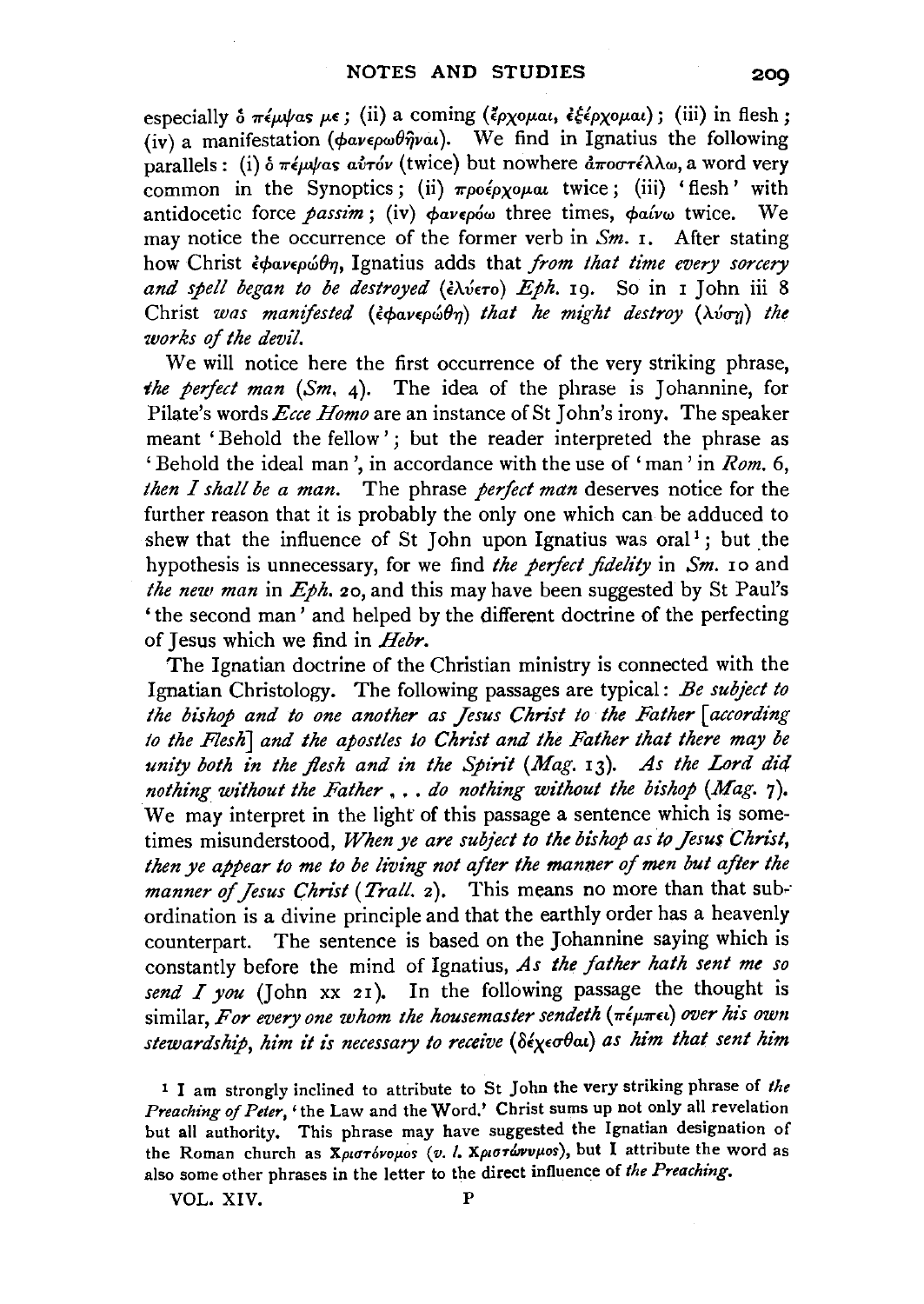especially ὁ πέμψας με; (ii) a coming (ἔρχομαι, ἐξέρχομαι); (iii) in flesh; (iv) a manifestation (φανερωθῆναι). We find in Ignatius the following parallels: (i) ὁ πέμψας αὐτόν (twice) but nowhere ἀποστέλλω, a word very common in the Synoptics; (ii) προέρχομαι twice; (iii) 'flesh' with antidocetic force *passim*; (iv) φανερόω three times, φαίνω twice. We may notice the occurrence of the former verb in *Sm.* 1. After stating how Christ ἐφανερώθη, Ignatius adds that *from that time every sorcery and spell began to be destroyed* (ἐλύετο) *Eph.* 19. So in 1 John iii 8 Christ *was manifested* (ἐφανερώθη) *that he might destroy* (λύσῃ) *the works of the devil.*

We will notice here the first occurrence of the very striking phrase, *the perfect man* (*Sm.* 4). The idea of the phrase is Johannine, for Pilate's words *Ecce Homo* are an instance of St John's irony. The speaker meant 'Behold the fellow'; but the reader interpreted the phrase as 'Behold the ideal man', in accordance with the use of 'man' in *Rom.* 6, *then I shall be a man.* The phrase *perfect man* deserves notice for the further reason that it is probably the only one which can be adduced to shew that the influence of St John upon Ignatius was oral[1]; but the hypothesis is unnecessary, for we find *the perfect fidelity* in *Sm.* 10 and *the new man* in *Eph.* 20, and this may have been suggested by St Paul's 'the second man' and helped by the different doctrine of the perfecting of Jesus which we find in *Hebr.*

The Ignatian doctrine of the Christian ministry is connected with the Ignatian Christology. The following passages are typical: *Be subject to the bishop and to one another as Jesus Christ to the Father [according to the Flesh] and the apostles to Christ and the Father that there may be unity both in the flesh and in the Spirit* (*Mag.* 13). *As the Lord did nothing without the Father . . . do nothing without the bishop* (*Mag.* 7). We may interpret in the light of this passage a sentence which is sometimes misunderstood, *When ye are subject to the bishop as to Jesus Christ, then ye appear to me to be living not after the manner of men but after the manner of Jesus Christ* (*Trall.* 2). This means no more than that subordination is a divine principle and that the earthly order has a heavenly counterpart. The sentence is based on the Johannine saying which is constantly before the mind of Ignatius, *As the father hath sent me so send I you* (John xx 21). In the following passage the thought is similar, *For every one whom the housemaster sendeth* (πέμπει) *over his own stewardship, him it is necessary to receive* (δέχεσθαι) *as him that sent him*

[1] I am strongly inclined to attribute to St John the very striking phrase of *the Preaching of Peter*, 'the Law and the Word.' Christ sums up not only all revelation but all authority. This phrase may have suggested the Ignatian designation of the Roman church as Χριστόνομος (*v. l.* Χριστώνυμος), but I attribute the word as also some other phrases in the letter to the direct influence of *the Preaching*.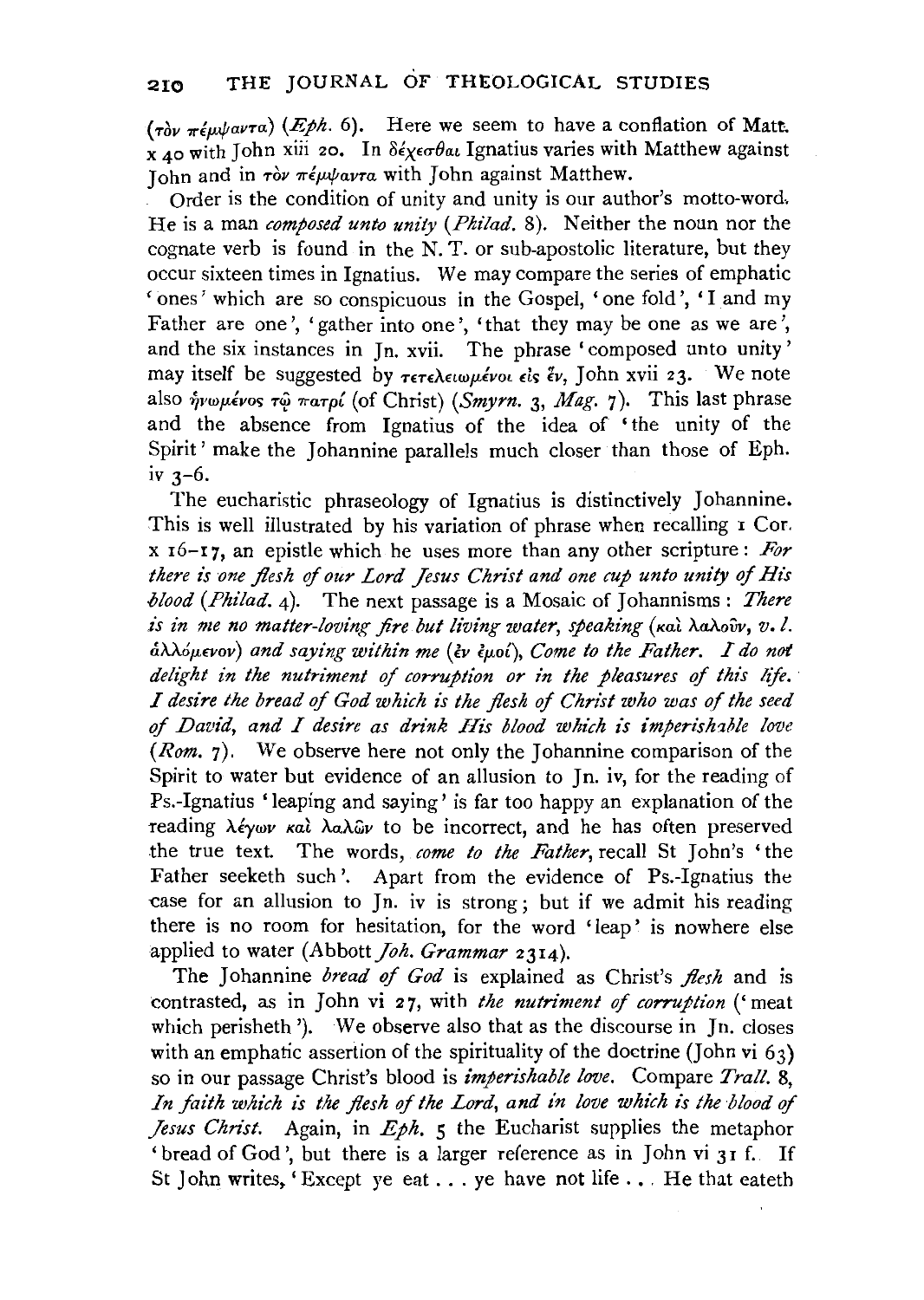(τὸν πέμψαντα) (*Eph.* 6). Here we seem to have a conflation of Matt. x 40 with John xiii 20. In δέχεσθαι Ignatius varies with Matthew against John and in τὸν πέμψαντα with John against Matthew.

Order is the condition of unity and unity is our author's motto-word. He is a man *composed unto unity* (*Philad.* 8). Neither the noun nor the cognate verb is found in the N. T. or sub-apostolic literature, but they occur sixteen times in Ignatius. We may compare the series of emphatic 'ones' which are so conspicuous in the Gospel, 'one fold', 'I and my Father are one', 'gather into one', 'that they may be one as we are', and the six instances in Jn. xvii. The phrase 'composed unto unity' may itself be suggested by τετελειωμένοι εἰς ἕν, John xvii 23. We note also ἡνωμένος τῷ πατρί (of Christ) (*Smyrn.* 3, *Mag.* 7). This last phrase and the absence from Ignatius of the idea of 'the unity of the Spirit' make the Johannine parallels much closer than those of Eph. iv 3–6.

The eucharistic phraseology of Ignatius is distinctively Johannine. This is well illustrated by his variation of phrase when recalling 1 Cor. x 16–17, an epistle which he uses more than any other scripture: *For there is one flesh of our Lord Jesus Christ and one cup unto unity of His blood* (*Philad.* 4). The next passage is a Mosaic of Johannisms: *There is in me no matter-loving fire but living water, speaking* (καὶ λαλοῦν, *v. l.* ἀλλόμενον) *and saying within me* (ἐν ἐμοί), *Come to the Father. I do not delight in the nutriment of corruption or in the pleasures of this life. I desire the bread of God which is the flesh of Christ who was of the seed of David, and I desire as drink His blood which is imperishable love* (*Rom.* 7). We observe here not only the Johannine comparison of the Spirit to water but evidence of an allusion to Jn. iv, for the reading of Ps.-Ignatius 'leaping and saying' is far too happy an explanation of the reading λέγων καὶ λαλῶν to be incorrect, and he has often preserved the true text. The words, *come to the Father*, recall St John's 'the Father seeketh such'. Apart from the evidence of Ps.-Ignatius the case for an allusion to Jn. iv is strong; but if we admit his reading there is no room for hesitation, for the word 'leap' is nowhere else applied to water (Abbott *Joh. Grammar* 2314).

The Johannine *bread of God* is explained as Christ's *flesh* and is contrasted, as in John vi 27, with *the nutriment of corruption* ('meat which perisheth'). We observe also that as the discourse in Jn. closes with an emphatic assertion of the spirituality of the doctrine (John vi 63) so in our passage Christ's blood is *imperishable love*. Compare *Trall.* 8, *In faith which is the flesh of the Lord, and in love which is the blood of Jesus Christ.* Again, in *Eph.* 5 the Eucharist supplies the metaphor 'bread of God', but there is a larger reference as in John vi 31 f. If St John writes, 'Except ye eat . . . ye have not life . . . He that eateth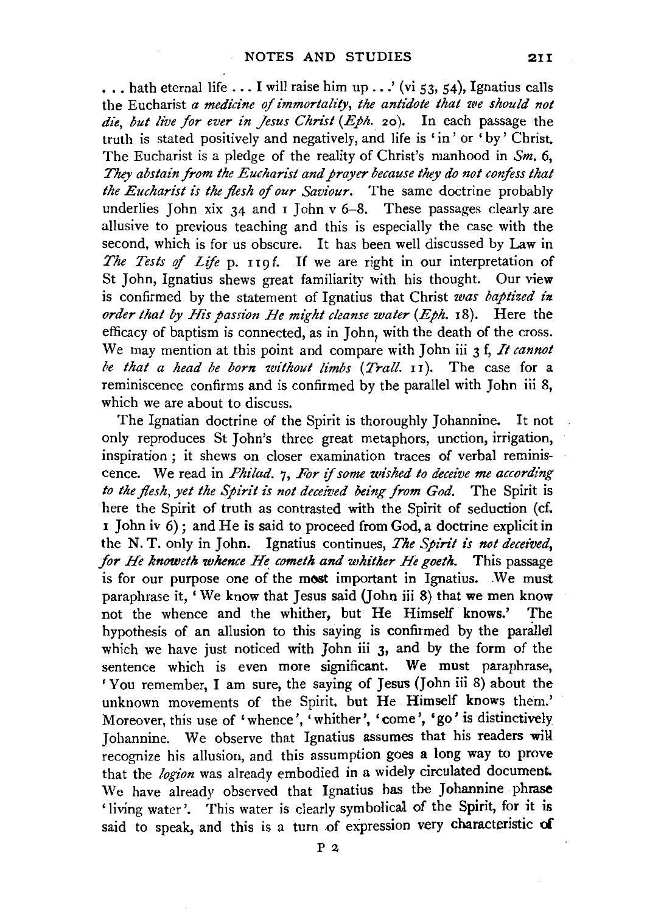. . . hath eternal life . . . I will raise him up . . .' (vi 53, 54), Ignatius calls the Eucharist *a medicine of immortality, the antidote that we should not die, but live for ever in Jesus Christ* (*Eph.* 20). In each passage the truth is stated positively and negatively, and life is 'in' or 'by' Christ. The Eucharist is a pledge of the reality of Christ's manhood in *Sm.* 6, *They abstain from the Eucharist and prayer because they do not confess that the Eucharist is the flesh of our Saviour*. The same doctrine probably underlies John xix 34 and 1 John v 6–8. These passages clearly are allusive to previous teaching and this is especially the case with the second, which is for us obscure. It has been well discussed by Law in *The Tests of Life* p. 119 f. If we are right in our interpretation of St John, Ignatius shews great familiarity with his thought. Our view is confirmed by the statement of Ignatius that Christ *was baptized in order that by His passion He might cleanse water* (*Eph.* 18). Here the efficacy of baptism is connected, as in John, with the death of the cross. We may mention at this point and compare with John iii 3 f, *It cannot be that a head be born without limbs* (*Trall.* 11). The case for a reminiscence confirms and is confirmed by the parallel with John iii 8, which we are about to discuss.

The Ignatian doctrine of the Spirit is thoroughly Johannine. It not only reproduces St John's three great metaphors, unction, irrigation, inspiration; it shews on closer examination traces of verbal reminiscence. We read in *Philad.* 7, *For if some wished to deceive me according to the flesh, yet the Spirit is not deceived being from God.* The Spirit is here the Spirit of truth as contrasted with the Spirit of seduction (cf. 1 John iv 6); and He is said to proceed from God, a doctrine explicit in the N. T. only in John. Ignatius continues, *The Spirit is not deceived, for He knoweth whence He cometh and whither He goeth.* This passage is for our purpose one of the most important in Ignatius. We must paraphrase it, 'We know that Jesus said (John iii 8) that we men know not the whence and the whither, but He Himself knows.' The hypothesis of an allusion to this saying is confirmed by the parallel which we have just noticed with John iii 3, and by the form of the sentence which is even more significant. We must paraphrase, 'You remember, I am sure, the saying of Jesus (John iii 8) about the unknown movements of the Spirit, but He Himself knows them.' Moreover, this use of 'whence', 'whither', 'come', 'go' is distinctively Johannine. We observe that Ignatius assumes that his readers will recognize his allusion, and this assumption goes a long way to prove that the *logion* was already embodied in a widely circulated document. We have already observed that Ignatius has the Johannine phrase 'living water'. This water is clearly symbolical of the Spirit, for it is said to speak, and this is a turn of expression very characteristic of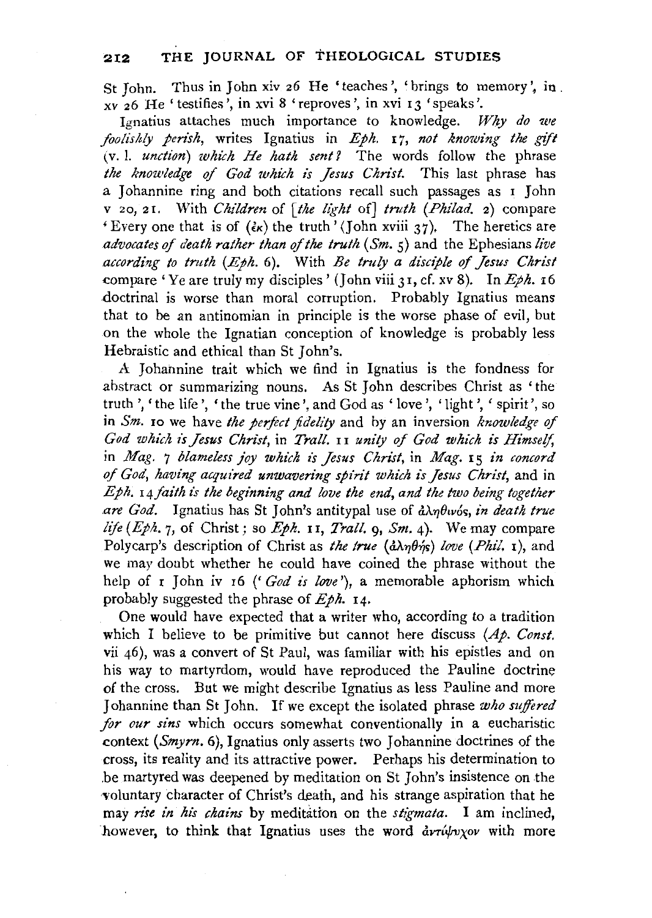St John. Thus in John xiv 26 He 'teaches', 'brings to memory', in xv 26 He 'testifies', in xvi 8 'reproves', in xvi 13 'speaks'.

Ignatius attaches much importance to knowledge. *Why do we foolishly perish*, writes Ignatius in *Eph.* 17, *not knowing the gift* (v. l. *unction*) *which He hath sent?* The words follow the phrase *the knowledge of God which is Jesus Christ.* This last phrase has a Johannine ring and both citations recall such passages as 1 John v 20, 21. With *Children* of [*the light* of] *truth* (*Philad.* 2) compare 'Every one that is of (ἐκ) the truth' (John xviii 37). The heretics are *advocates of death rather than of the truth* (*Sm.* 5) and the Ephesians *live according to truth* (*Eph.* 6). With *Be truly a disciple of Jesus Christ* compare 'Ye are truly my disciples' (John viii 31, cf. xv 8). In *Eph.* 16 doctrinal is worse than moral corruption. Probably Ignatius means that to be an antinomian in principle is the worse phase of evil, but on the whole the Ignatian conception of knowledge is probably less Hebraistic and ethical than St John's.

A Johannine trait which we find in Ignatius is the fondness for abstract or summarizing nouns. As St John describes Christ as 'the truth', 'the life', 'the true vine', and God as 'love', 'light', 'spirit', so in *Sm.* 10 we have *the perfect fidelity* and by an inversion *knowledge of God which is Jesus Christ*, in *Trall.* 11 *unity of God which is Himself*, in *Mag.* 7 *blameless joy which is Jesus Christ*, in *Mag.* 15 *in concord of God, having acquired unwavering spirit which is Jesus Christ*, and in *Eph.* 14 *faith is the beginning and love the end, and the two being together are God.* Ignatius has St John's antitypal use of ἀληθινός, *in death true life* (*Eph.* 7, of Christ; so *Eph.* 11, *Trall.* 9, *Sm.* 4). We may compare Polycarp's description of Christ as *the true* (ἀληθής) *love* (*Phil.* 1), and we may doubt whether he could have coined the phrase without the help of 1 John iv 16 ('*God is love*'), a memorable aphorism which probably suggested the phrase of *Eph.* 14.

One would have expected that a writer who, according to a tradition which I believe to be primitive but cannot here discuss (*Ap. Const.* vii 46), was a convert of St Paul, was familiar with his epistles and on his way to martyrdom, would have reproduced the Pauline doctrine of the cross. But we might describe Ignatius as less Pauline and more Johannine than St John. If we except the isolated phrase *who suffered for our sins* which occurs somewhat conventionally in a eucharistic context (*Smyrn.* 6), Ignatius only asserts two Johannine doctrines of the cross, its reality and its attractive power. Perhaps his determination to be martyred was deepened by meditation on St John's insistence on the voluntary character of Christ's death, and his strange aspiration that he may *rise in his chains* by meditation on the *stigmata*. I am inclined, however, to think that Ignatius uses the word ἀντίψυχον with more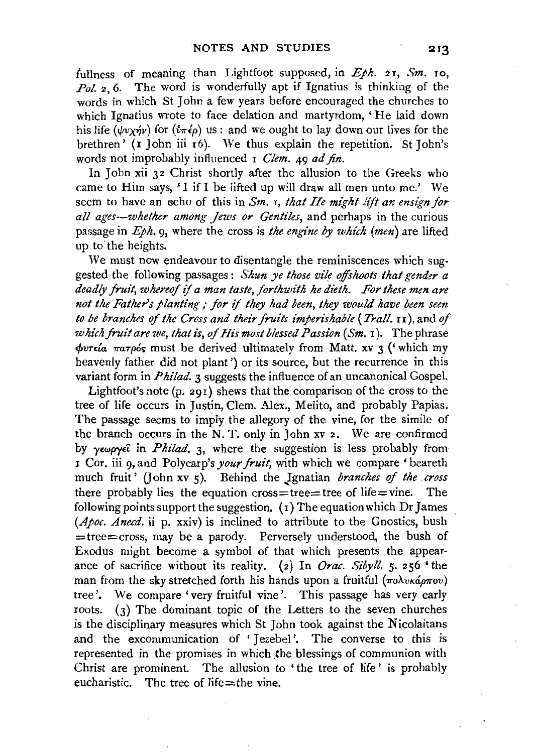fullness of meaning than Lightfoot supposed, in *Eph.* 21, *Sm.* 10, *Pol.* 2, 6. The word is wonderfully apt if Ignatius is thinking of the words in which St John a few years before encouraged the churches to which Ignatius wrote to face delation and martyrdom, 'He laid down his life (ψυχήν) for (ὑπέρ) us: and we ought to lay down our lives for the brethren' (1 John iii 16). We thus explain the repetition. St John's words not improbably influenced 1 *Clem.* 49 *ad fin.*

In John xii 32 Christ shortly after the allusion to the Greeks who came to Him says, 'I if I be lifted up will draw all men unto me.' We seem to have an echo of this in *Sm.* 1, *that He might lift an ensign for all ages—whether among Jews or Gentiles*, and perhaps in the curious passage in *Eph.* 9, where the cross is *the engine by which (men)* are lifted up to the heights.

We must now endeavour to disentangle the reminiscences which suggested the following passages: *Shun ye those vile offshoots that gender a deadly fruit, whereof if a man taste, forthwith he dieth. For these men are not the Father's planting; for if they had been, they would have been seen to be branches of the Cross and their fruits imperishable* (*Trall.* 11), and *of which fruit are we, that is, of His most blessed Passion* (*Sm.* 1). The phrase φυτεία πατρός must be derived ultimately from Matt. xv 3 ('which my heavenly father did not plant') or its source, but the recurrence in this variant form in *Philad.* 3 suggests the influence of an uncanonical Gospel.

Lightfoot's note (p. 291) shews that the comparison of the cross to the tree of life occurs in Justin, Clem. Alex., Melito, and probably Papias. The passage seems to imply the allegory of the vine, for the simile of the branch occurs in the N. T. only in John xv 2. We are confirmed by γεωργεῖ in *Philad.* 3, where the suggestion is less probably from 1 Cor. iii 9, and Polycarp's *your fruit*, with which we compare 'beareth much fruit' (John xv 5). Behind the Ignatian *branches of the cross* there probably lies the equation cross = tree = tree of life = vine. The following points support the suggestion. (1) The equation which Dr James (*Apoc. Anecd.* ii p. xxiv) is inclined to attribute to the Gnostics, bush = tree = cross, may be a parody. Perversely understood, the bush of Exodus might become a symbol of that which presents the appearance of sacrifice without its reality. (2) In *Orac. Sibyll.* 5. 256 'the man from the sky stretched forth his hands upon a fruitful (πολυκάρπου) tree'. We compare 'very fruitful vine'. This passage has very early roots. (3) The dominant topic of the Letters to the seven churches is the disciplinary measures which St John took against the Nicolaitans and the excommunication of 'Jezebel'. The converse to this is represented in the promises in which the blessings of communion with Christ are prominent. The allusion to 'the tree of life' is probably eucharistic. The tree of life = the vine.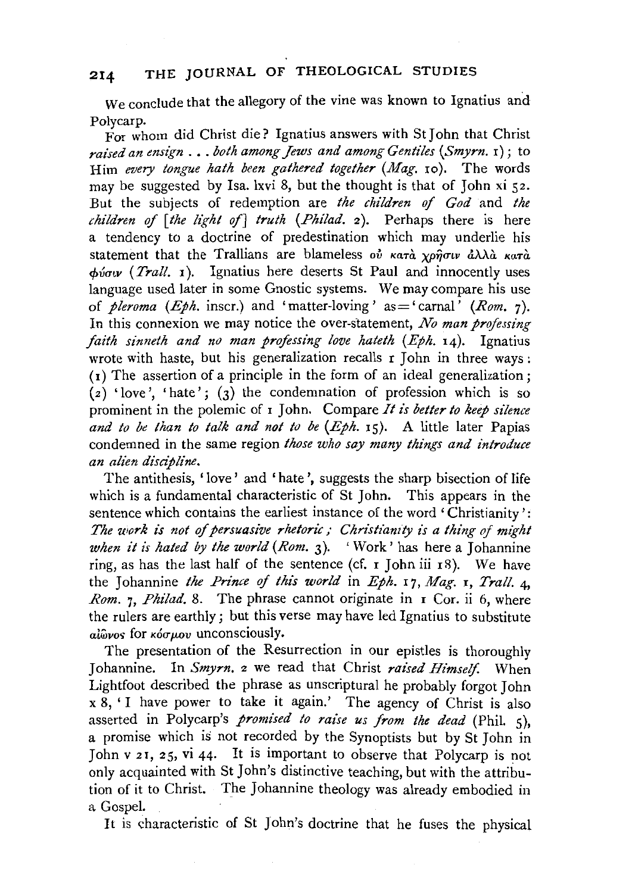We conclude that the allegory of the vine was known to Ignatius and Polycarp.

For whom did Christ die? Ignatius answers with St John that Christ *raised an ensign . . . both among Jews and among Gentiles* (*Smyrn.* 1); to Him *every tongue hath been gathered together* (*Mag.* 10). The words may be suggested by Isa. lxvi 8, but the thought is that of John xi 52. But the subjects of redemption are *the children of God* and *the children of [the light of] truth* (*Philad.* 2). Perhaps there is here a tendency to a doctrine of predestination which may underlie his statement that the Trallians are blameless οὐ κατὰ χρῆσιν ἀλλὰ κατὰ φύσιν (*Trall.* 1). Ignatius here deserts St Paul and innocently uses language used later in some Gnostic systems. We may compare his use of *pleroma* (*Eph.* inscr.) and 'matter-loving' as = 'carnal' (*Rom.* 7). In this connexion we may notice the over-statement, *No man professing faith sinneth and no man professing love hateth* (*Eph.* 14). Ignatius wrote with haste, but his generalization recalls 1 John in three ways: (1) The assertion of a principle in the form of an ideal generalization; (2) 'love', 'hate'; (3) the condemnation of profession which is so prominent in the polemic of 1 John. Compare *It is better to keep silence and to be than to talk and not to be* (*Eph.* 15). A little later Papias condemned in the same region *those who say many things and introduce an alien discipline.*

The antithesis, 'love' and 'hate', suggests the sharp bisection of life which is a fundamental characteristic of St John. This appears in the sentence which contains the earliest instance of the word 'Christianity': *The work is not of persuasive rhetoric; Christianity is a thing of might when it is hated by the world* (*Rom.* 3). 'Work' has here a Johannine ring, as has the last half of the sentence (cf. 1 John iii 18). We have the Johannine *the Prince of this world* in *Eph.* 17, *Mag.* 1, *Trall.* 4, *Rom.* 7, *Philad.* 8. The phrase cannot originate in 1 Cor. ii 6, where the rulers are earthly; but this verse may have led Ignatius to substitute αἰῶνος for κόσμου unconsciously.

The presentation of the Resurrection in our epistles is thoroughly Johannine. In *Smyrn.* 2 we read that Christ *raised Himself.* When Lightfoot described the phrase as unscriptural he probably forgot John x 8, 'I have power to take it again.' The agency of Christ is also asserted in Polycarp's *promised to raise us from the dead* (Phil. 5), a promise which is not recorded by the Synoptists but by St John in John v 21, 25, vi 44. It is important to observe that Polycarp is not only acquainted with St John's distinctive teaching, but with the attribution of it to Christ. The Johannine theology was already embodied in a Gospel.

It is characteristic of St John's doctrine that he fuses the physical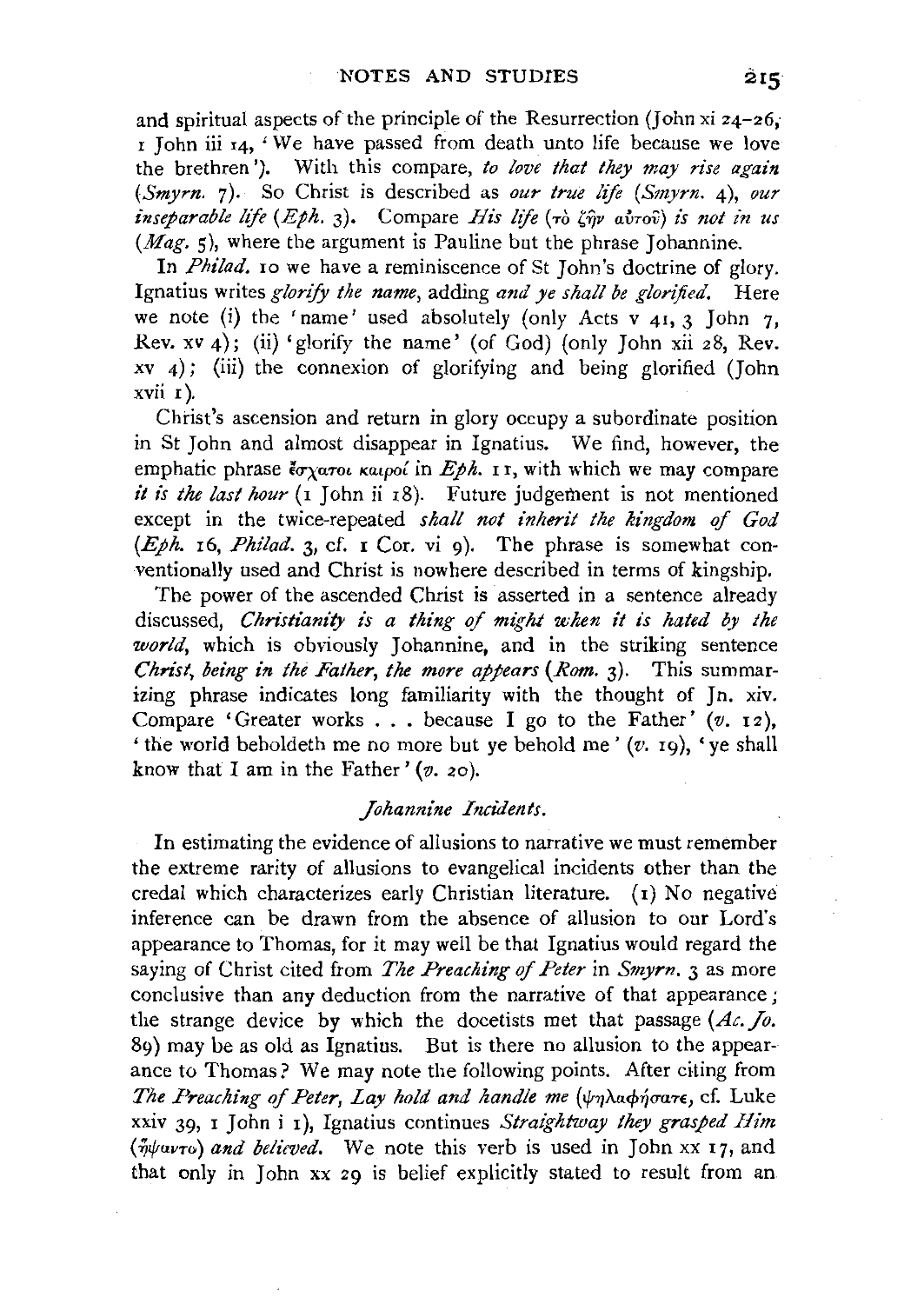and spiritual aspects of the principle of the Resurrection (John xi 24–26, 1 John iii 14, 'We have passed from death unto life because we love the brethren'). With this compare, *to love that they may rise again* (*Smyrn.* 7). So Christ is described as *our true life* (*Smyrn.* 4), *our inseparable life* (*Eph.* 3). Compare *His life* (τὸ ζῆν αὐτοῦ) *is not in us* (*Mag.* 5), where the argument is Pauline but the phrase Johannine.

In *Philad.* 10 we have a reminiscence of St John's doctrine of glory. Ignatius writes *glorify the name*, adding *and ye shall be glorified*. Here we note (i) the 'name' used absolutely (only Acts v 41, 3 John 7, Rev. xv 4); (ii) 'glorify the name' (of God) (only John xii 28, Rev. xv 4); (iii) the connexion of glorifying and being glorified (John xvii 1).

Christ's ascension and return in glory occupy a subordinate position in St John and almost disappear in Ignatius. We find, however, the emphatic phrase ἔσχατοι καιροί in *Eph.* 11, with which we may compare *it is the last hour* (1 John ii 18). Future judgement is not mentioned except in the twice-repeated *shall not inherit the kingdom of God* (*Eph.* 16, *Philad.* 3, cf. 1 Cor. vi 9). The phrase is somewhat conventionally used and Christ is nowhere described in terms of kingship.

The power of the ascended Christ is asserted in a sentence already discussed, *Christianity is a thing of might when it is hated by the world*, which is obviously Johannine, and in the striking sentence *Christ, being in the Father, the more appears* (*Rom.* 3). This summarizing phrase indicates long familiarity with the thought of Jn. xiv. Compare 'Greater works . . . because I go to the Father' (*v.* 12), 'the world beholdeth me no more but ye behold me' (*v.* 19), 'ye shall know that I am in the Father' (*v.* 20).

### *Johannine Incidents.*

In estimating the evidence of allusions to narrative we must remember the extreme rarity of allusions to evangelical incidents other than the credal which characterizes early Christian literature. (1) No negative inference can be drawn from the absence of allusion to our Lord's appearance to Thomas, for it may well be that Ignatius would regard the saying of Christ cited from *The Preaching of Peter* in *Smyrn.* 3 as more conclusive than any deduction from the narrative of that appearance; the strange device by which the docetists met that passage (*Ac. Jo.* 89) may be as old as Ignatius. But is there no allusion to the appearance to Thomas? We may note the following points. After citing from *The Preaching of Peter, Lay hold and handle me* (ψηλαφήσατε, cf. Luke xxiv 39, 1 John i 1), Ignatius continues *Straightway they grasped Him* (ἥψαντο) *and believed*. We note this verb is used in John xx 17, and that only in John xx 29 is belief explicitly stated to result from an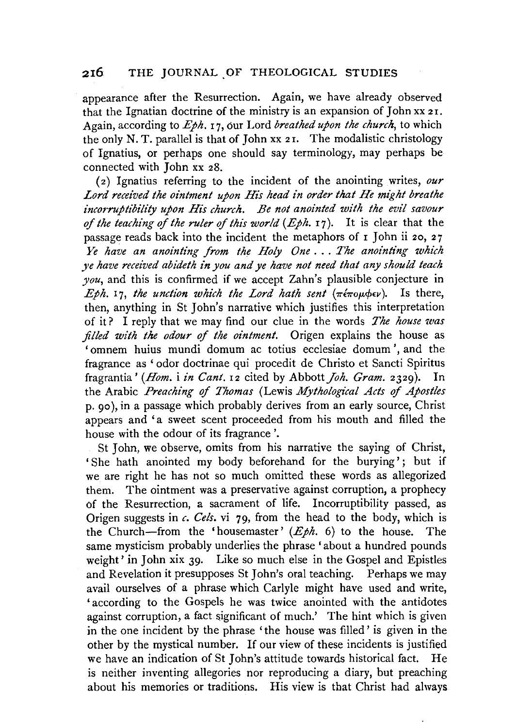appearance after the Resurrection. Again, we have already observed that the Ignatian doctrine of the ministry is an expansion of John xx 21. Again, according to *Eph.* 17, our Lord *breathed upon the church*, to which the only N. T. parallel is that of John xx 21. The modalistic christology of Ignatius, or perhaps one should say terminology, may perhaps be connected with John xx 28.

(2) Ignatius referring to the incident of the anointing writes, *our Lord received the ointment upon His head in order that He might breathe incorruptibility upon His church. Be not anointed with the evil savour of the teaching of the ruler of this world* (*Eph.* 17). It is clear that the passage reads back into the incident the metaphors of 1 John ii 20, 27 *Ye have an anointing from the Holy One . . . The anointing which ye have received abideth in you and ye have not need that any should teach you*, and this is confirmed if we accept Zahn's plausible conjecture in *Eph.* 17, *the unction which the Lord hath sent* (πέπομφεν). Is there, then, anything in St John's narrative which justifies this interpretation of it? I reply that we may find our clue in the words *The house was filled with the odour of the ointment.* Origen explains the house as 'omnem huius mundi domum ac totius ecclesiae domum', and the fragrance as 'odor doctrinae qui procedit de Christo et Sancti Spiritus fragrantia' (*Hom.* i *in Cant.* 12 cited by Abbott *Joh. Gram.* 2329). In the Arabic *Preaching of Thomas* (Lewis *Mythological Acts of Apostles* p. 90), in a passage which probably derives from an early source, Christ appears and 'a sweet scent proceeded from his mouth and filled the house with the odour of its fragrance'.

St John, we observe, omits from his narrative the saying of Christ, 'She hath anointed my body beforehand for the burying'; but if we are right he has not so much omitted these words as allegorized them. The ointment was a preservative against corruption, a prophecy of the Resurrection, a sacrament of life. Incorruptibility passed, as Origen suggests in *c. Cels.* vi 79, from the head to the body, which is the Church—from the 'housemaster' (*Eph.* 6) to the house. The same mysticism probably underlies the phrase 'about a hundred pounds weight' in John xix 39. Like so much else in the Gospel and Epistles and Revelation it presupposes St John's oral teaching. Perhaps we may avail ourselves of a phrase which Carlyle might have used and write, 'according to the Gospels he was twice anointed with the antidotes against corruption, a fact significant of much.' The hint which is given in the one incident by the phrase 'the house was filled' is given in the other by the mystical number. If our view of these incidents is justified we have an indication of St John's attitude towards historical fact. He is neither inventing allegories nor reproducing a diary, but preaching about his memories or traditions. His view is that Christ had always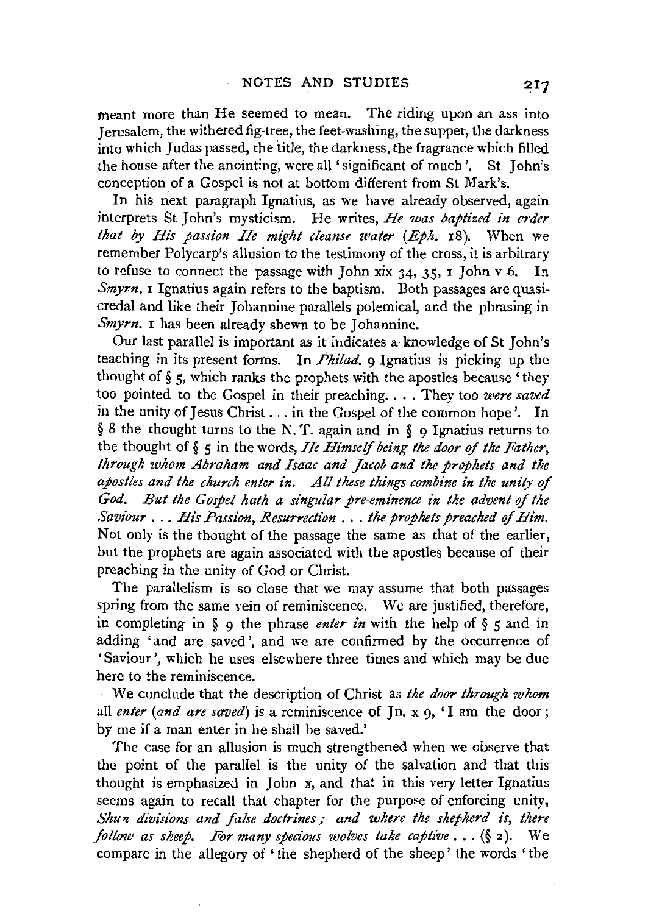meant more than He seemed to mean. The riding upon an ass into Jerusalem, the withered fig-tree, the feet-washing, the supper, the darkness into which Judas passed, the title, the darkness, the fragrance which filled the house after the anointing, were all 'significant of much'. St John's conception of a Gospel is not at bottom different from St Mark's.

In his next paragraph Ignatius, as we have already observed, again interprets St John's mysticism. He writes, *He was baptized in order that by His passion He might cleanse water* (*Eph.* 18). When we remember Polycarp's allusion to the testimony of the cross, it is arbitrary to refuse to connect the passage with John xix 34, 35, 1 John v 6. In *Smyrn.* 1 Ignatius again refers to the baptism. Both passages are quasi-credal and like their Johannine parallels polemical, and the phrasing in *Smyrn.* 1 has been already shewn to be Johannine.

Our last parallel is important as it indicates a knowledge of St John's teaching in its present forms. In *Philad.* 9 Ignatius is picking up the thought of § 5, which ranks the prophets with the apostles because 'they too pointed to the Gospel in their preaching.... They too *were saved* in the unity of Jesus Christ... in the Gospel of the common hope'. In § 8 the thought turns to the N. T. again and in § 9 Ignatius returns to the thought of § 5 in the words, *He Himself being the door of the Father, through whom Abraham and Isaac and Jacob and the prophets and the apostles and the church enter in. All these things combine in the unity of God. But the Gospel hath a singular pre-eminence in the advent of the Saviour ... His Passion, Resurrection ... the prophets preached of Him.* Not only is the thought of the passage the same as that of the earlier, but the prophets are again associated with the apostles because of their preaching in the unity of God or Christ.

The parallelism is so close that we may assume that both passages spring from the same vein of reminiscence. We are justified, therefore, in completing in § 9 the phrase *enter in* with the help of § 5 and in adding 'and are saved', and we are confirmed by the occurrence of 'Saviour', which he uses elsewhere three times and which may be due here to the reminiscence.

We conclude that the description of Christ as *the door through whom* all *enter* (*and are saved*) is a reminiscence of Jn. x 9, 'I am the door; by me if a man enter in he shall be saved.'

The case for an allusion is much strengthened when we observe that the point of the parallel is the unity of the salvation and that this thought is emphasized in John x, and that in this very letter Ignatius seems again to recall that chapter for the purpose of enforcing unity, *Shun divisions and false doctrines; and where the shepherd is, there follow as sheep. For many specious wolves take captive ...* (§ 2). We compare in the allegory of 'the shepherd of the sheep' the words 'the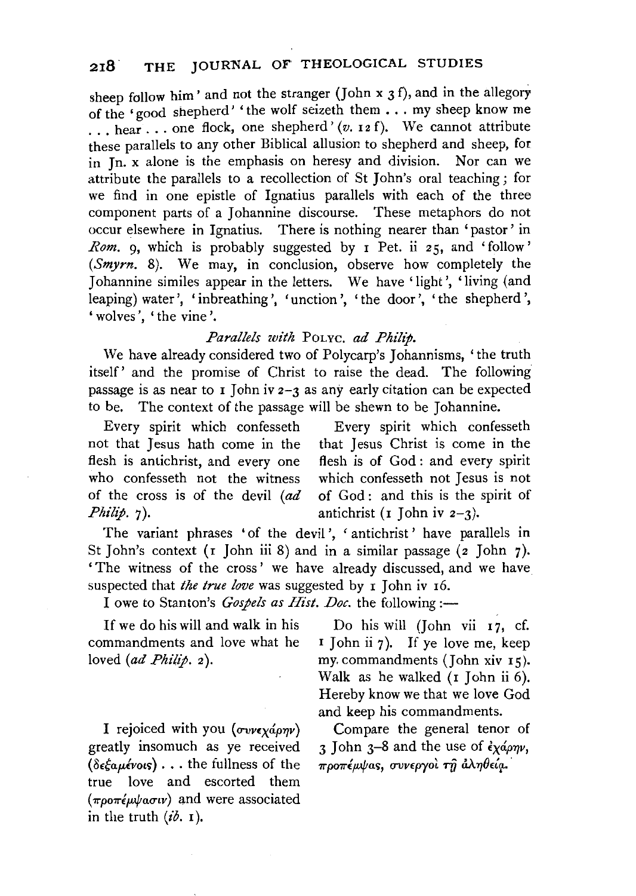sheep follow him' and not the stranger (John x 3 f), and in the allegory of the 'good shepherd' 'the wolf seizeth them . . . my sheep know me . . . hear . . . one flock, one shepherd' (*v.* 12 f). We cannot attribute these parallels to any other Biblical allusion to shepherd and sheep, for in Jn. x alone is the emphasis on heresy and division. Nor can we attribute the parallels to a recollection of St John's oral teaching; for we find in one epistle of Ignatius parallels with each of the three component parts of a Johannine discourse. These metaphors do not occur elsewhere in Ignatius. There is nothing nearer than 'pastor' in *Rom.* 9, which is probably suggested by 1 Pet. ii 25, and 'follow' (*Smyrn.* 8). We may, in conclusion, observe how completely the Johannine similes appear in the letters. We have 'light', 'living (and leaping) water', 'inbreathing', 'unction', 'the door', 'the shepherd', 'wolves', 'the vine'.

*Parallels with* POLYC. *ad Philip.*

We have already considered two of Polycarp's Johannisms, 'the truth itself' and the promise of Christ to raise the dead. The following passage is as near to 1 John iv 2–3 as any early citation can be expected to be. The context of the passage will be shewn to be Johannine.

| | |
|---|---|
| Every spirit which confesseth not that Jesus hath come in the flesh is antichrist, and every one who confesseth not the witness of the cross is of the devil (*ad Philip.* 7). | Every spirit which confesseth that Jesus Christ is come in the flesh is of God: and every spirit which confesseth not Jesus is not of God: and this is the spirit of antichrist (1 John iv 2–3). |

The variant phrases 'of the devil', 'antichrist' have parallels in St John's context (1 John iii 8) and in a similar passage (2 John 7). 'The witness of the cross' we have already discussed, and we have suspected that *the true love* was suggested by 1 John iv 16.

I owe to Stanton's *Gospels as Hist. Doc.* the following:—

| | |
|---|---|
| If we do his will and walk in his commandments and love what he loved (*ad Philip.* 2). | Do his will (John vii 17, cf. 1 John ii 7). If ye love me, keep my commandments (John xiv 15). Walk as he walked (1 John ii 6). Hereby know we that we love God and keep his commandments. |
| I rejoiced with you (συνεχάρην) greatly insomuch as ye received (δεξαμένοις) . . . the fullness of the true love and escorted them (προπέμψασιν) and were associated in the truth (*ib.* 1). | Compare the general tenor of 3 John 3–8 and the use of ἐχάρην, προπέμψας, συνεργοὶ τῇ ἀληθείᾳ. |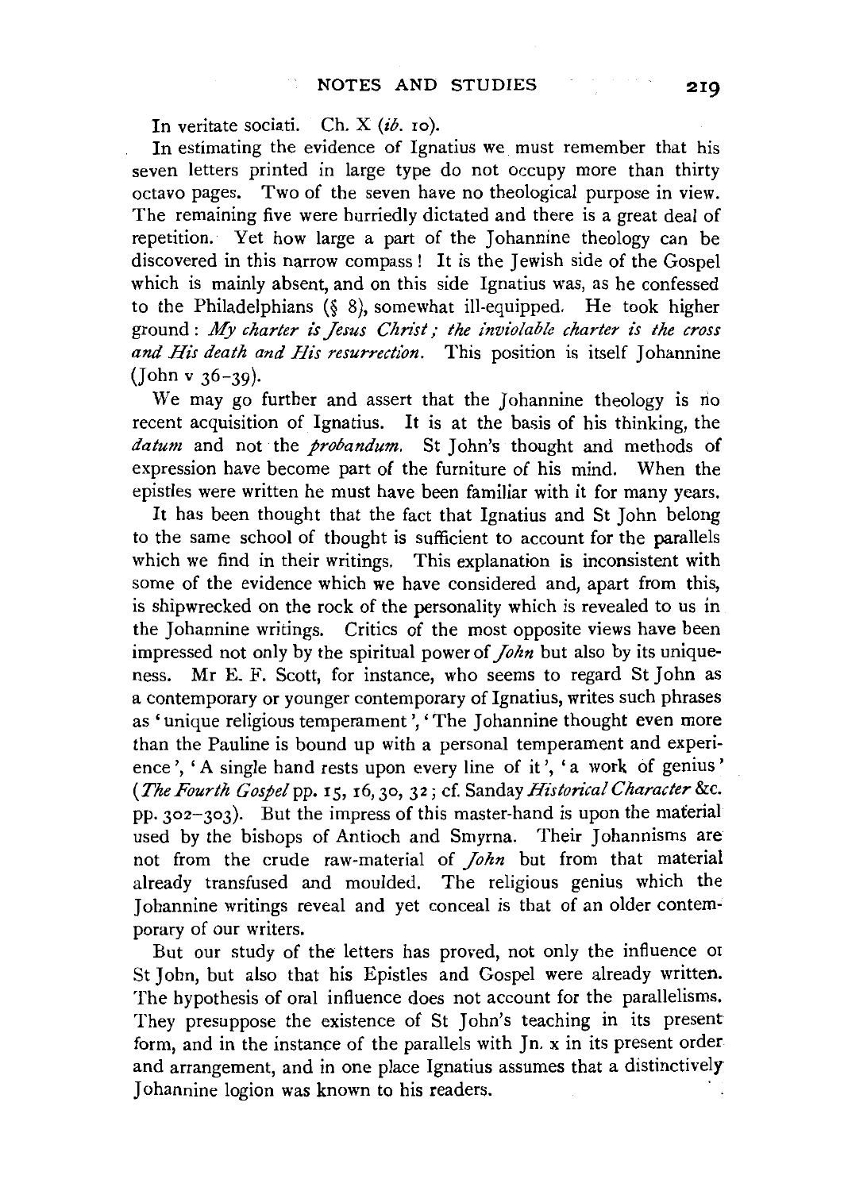In veritate sociati. Ch. X (*ib.* 10).

In estimating the evidence of Ignatius we must remember that his seven letters printed in large type do not occupy more than thirty octavo pages. Two of the seven have no theological purpose in view. The remaining five were hurriedly dictated and there is a great deal of repetition. Yet how large a part of the Johannine theology can be discovered in this narrow compass! It is the Jewish side of the Gospel which is mainly absent, and on this side Ignatius was, as he confessed to the Philadelphians (§ 8), somewhat ill-equipped. He took higher ground: *My charter is Jesus Christ; the inviolable charter is the cross and His death and His resurrection.* This position is itself Johannine (John v 36–39).

We may go further and assert that the Johannine theology is no recent acquisition of Ignatius. It is at the basis of his thinking, the *datum* and not the *probandum.* St John's thought and methods of expression have become part of the furniture of his mind. When the epistles were written he must have been familiar with it for many years.

It has been thought that the fact that Ignatius and St John belong to the same school of thought is sufficient to account for the parallels which we find in their writings. This explanation is inconsistent with some of the evidence which we have considered and, apart from this, is shipwrecked on the rock of the personality which is revealed to us in the Johannine writings. Critics of the most opposite views have been impressed not only by the spiritual power of *John* but also by its uniqueness. Mr E. F. Scott, for instance, who seems to regard St John as a contemporary or younger contemporary of Ignatius, writes such phrases as 'unique religious temperament', 'The Johannine thought even more than the Pauline is bound up with a personal temperament and experience', 'A single hand rests upon every line of it', 'a work of genius' (*The Fourth Gospel* pp. 15, 16, 30, 32; cf. Sanday *Historical Character* &c. pp. 302–303). But the impress of this master-hand is upon the material used by the bishops of Antioch and Smyrna. Their Johannisms are not from the crude raw-material of *John* but from that material already transfused and moulded. The religious genius which the Johannine writings reveal and yet conceal is that of an older contemporary of our writers.

But our study of the letters has proved, not only the influence of St John, but also that his Epistles and Gospel were already written. The hypothesis of oral influence does not account for the parallelisms. They presuppose the existence of St John's teaching in its present form, and in the instance of the parallels with Jn. x in its present order and arrangement, and in one place Ignatius assumes that a distinctively Johannine logion was known to his readers.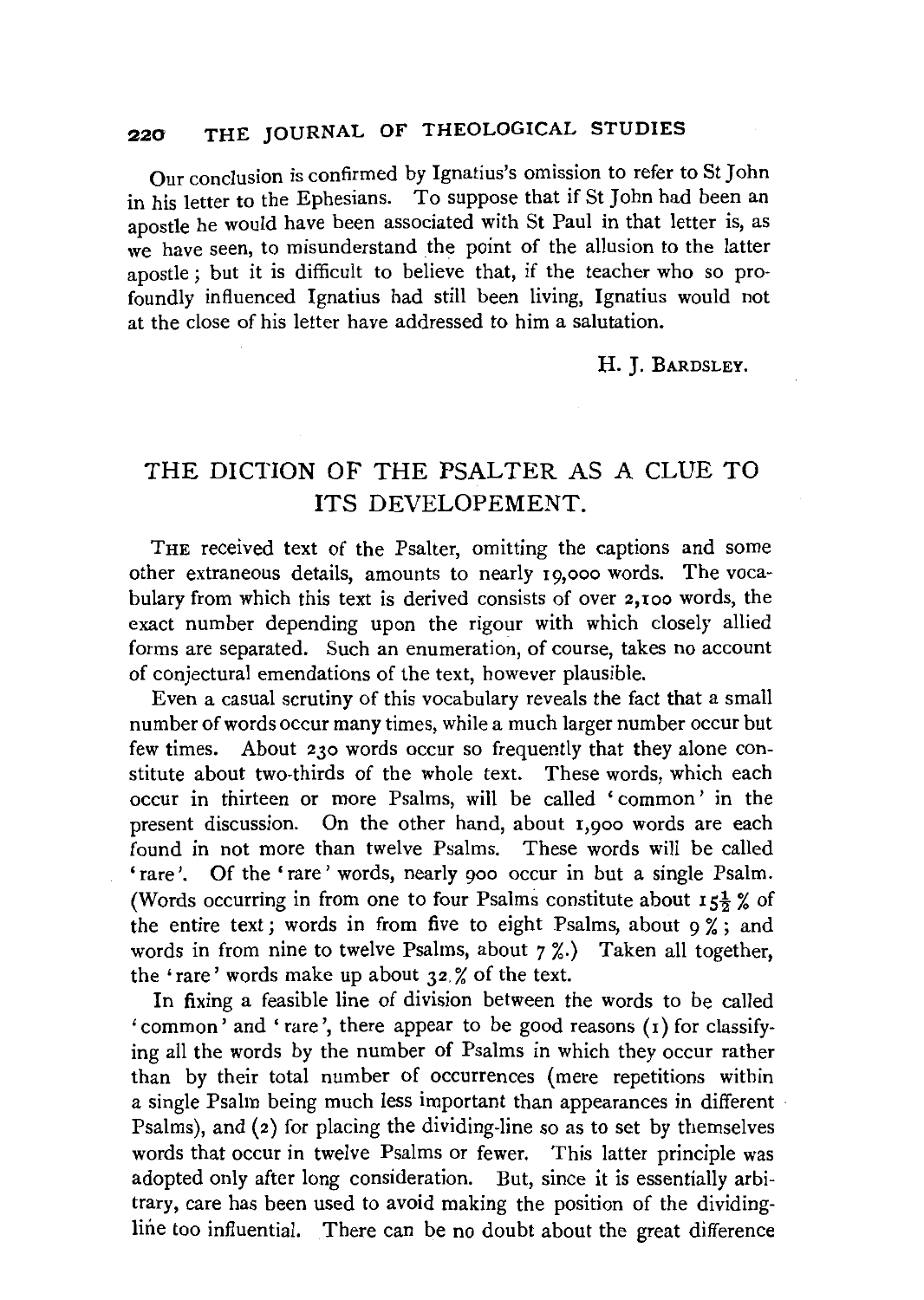Our conclusion is confirmed by Ignatius's omission to refer to St John in his letter to the Ephesians. To suppose that if St John had been an apostle he would have been associated with St Paul in that letter is, as we have seen, to misunderstand the point of the allusion to the latter apostle; but it is difficult to believe that, if the teacher who so profoundly influenced Ignatius had still been living, Ignatius would not at the close of his letter have addressed to him a salutation.

H. J. BARDSLEY.

## THE DICTION OF THE PSALTER AS A CLUE TO ITS DEVELOPEMENT.

THE received text of the Psalter, omitting the captions and some other extraneous details, amounts to nearly 19,000 words. The vocabulary from which this text is derived consists of over 2,100 words, the exact number depending upon the rigour with which closely allied forms are separated. Such an enumeration, of course, takes no account of conjectural emendations of the text, however plausible.

Even a casual scrutiny of this vocabulary reveals the fact that a small number of words occur many times, while a much larger number occur but few times. About 230 words occur so frequently that they alone constitute about two-thirds of the whole text. These words, which each occur in thirteen or more Psalms, will be called 'common' in the present discussion. On the other hand, about 1,900 words are each found in not more than twelve Psalms. These words will be called 'rare'. Of the 'rare' words, nearly 900 occur in but a single Psalm. (Words occurring in from one to four Psalms constitute about $15\frac{1}{2}$ % of the entire text; words in from five to eight Psalms, about 9 %; and words in from nine to twelve Psalms, about 7 %.) Taken all together, the 'rare' words make up about 32 % of the text.

In fixing a feasible line of division between the words to be called 'common' and 'rare', there appear to be good reasons (1) for classifying all the words by the number of Psalms in which they occur rather than by their total number of occurrences (mere repetitions within a single Psalm being much less important than appearances in different Psalms), and (2) for placing the dividing-line so as to set by themselves words that occur in twelve Psalms or fewer. This latter principle was adopted only after long consideration. But, since it is essentially arbitrary, care has been used to avoid making the position of the dividing-line too influential. There can be no doubt about the great difference